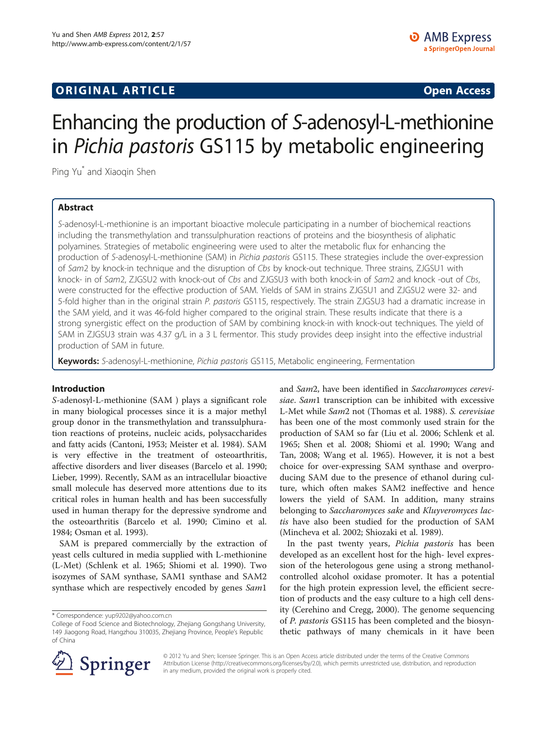ORIGINAL ARTICLE

Open Access

# Enhancing the production of *S*-adenosyl-L-methionine in *Pichia pastoris* GS115 by metabolic engineering

Ping Yu* and Xiaoqin Shen

## Abstract

*S*-adenosyl-L-methionine is an important bioactive molecule participating in a number of biochemical reactions including the transmethylation and transsulphuration reactions of proteins and the biosynthesis of aliphatic polyamines. Strategies of metabolic engineering were used to alter the metabolic flux for enhancing the production of *S*-adenosyl-L-methionine (SAM) in *Pichia pastoris* GS115. These strategies include the over-expression of *Sam*2 by knock-in technique and the disruption of *Cbs* by knock-out technique. Three strains, ZJGSU1 with knock- in of *Sam*2, ZJGSU2 with knock-out of *Cbs* and ZJGSU3 with both knock-in of *Sam*2 and knock -out of *Cbs*, were constructed for the effective production of SAM. Yields of SAM in strains ZJGSU1 and ZJGSU2 were 32- and 5-fold higher than in the original strain *P. pastoris* GS115, respectively. The strain ZJGSU3 had a dramatic increase in the SAM yield, and it was 46-fold higher compared to the original strain. These results indicate that there is a strong synergistic effect on the production of SAM by combining knock-in with knock-out techniques. The yield of SAM in ZJGSU3 strain was 4.37 g/L in a 3 L fermentor. This study provides deep insight into the effective industrial production of SAM in future.

**Keywords:** *S*-adenosyl-L-methionine, *Pichia pastoris* GS115, Metabolic engineering, Fermentation

## Introduction

*S*-adenosyl-L-methionine (SAM ) plays a significant role in many biological processes since it is a major methyl group donor in the transmethylation and transsulphuration reactions of proteins, nucleic acids, polysaccharides and fatty acids (Cantoni, 1953; Meister et al. 1984). SAM is very effective in the treatment of osteoarthritis, affective disorders and liver diseases (Barcelo et al. 1990; Lieber, 1999). Recently, SAM as an intracellular bioactive small molecule has deserved more attentions due to its critical roles in human health and has been successfully used in human therapy for the depressive syndrome and the osteoarthritis (Barcelo et al. 1990; Cimino et al. 1984; Osman et al. 1993).

SAM is prepared commercially by the extraction of yeast cells cultured in media supplied with L-methionine (L-Met) (Schlenk et al. 1965; Shiomi et al. 1990). Two isozymes of SAM synthase, SAM1 synthase and SAM2 synthase which are respectively encoded by genes *Sam*1 and *Sam*2, have been identified in *Saccharomyces cerevisiae*. *Sam*1 transcription can be inhibited with excessive L-Met while *Sam*2 not (Thomas et al. 1988). *S. cerevisiae* has been one of the most commonly used strain for the production of SAM so far (Liu et al. 2006; Schlenk et al. 1965; Shen et al. 2008; Shiomi et al. 1990; Wang and Tan, 2008; Wang et al. 1965). However, it is not a best choice for over-expressing SAM synthase and overproducing SAM due to the presence of ethanol during culture, which often makes SAM2 ineffective and hence lowers the yield of SAM. In addition, many strains belonging to *Saccharomyces sake* and *Kluyveromyces lactis* have also been studied for the production of SAM (Mincheva et al. 2002; Shiozaki et al. 1989).

In the past twenty years, *Pichia pastoris* has been developed as an excellent host for the high- level expression of the heterologous gene using a strong methanol-controlled alcohol oxidase promoter. It has a potential for the high protein expression level, the efficient secretion of products and the easy culture to a high cell density (Cerehino and Cregg, 2000). The genome sequencing of *P. pastoris* GS115 has been completed and the biosynthetic pathways of many chemicals in it have been

* Correspondence: yup9202@yahoo.com.cn
College of Food Science and Biotechnology, Zhejiang Gongshang University, 149 Jiaogong Road, Hangzhou 310035, Zhejiang Province, People's Republic of China

© 2012 Yu and Shen; licensee Springer. This is an Open Access article distributed under the terms of the Creative Commons Attribution License (http://creativecommons.org/licenses/by/2.0), which permits unrestricted use, distribution, and reproduction in any medium, provided the original work is properly cited.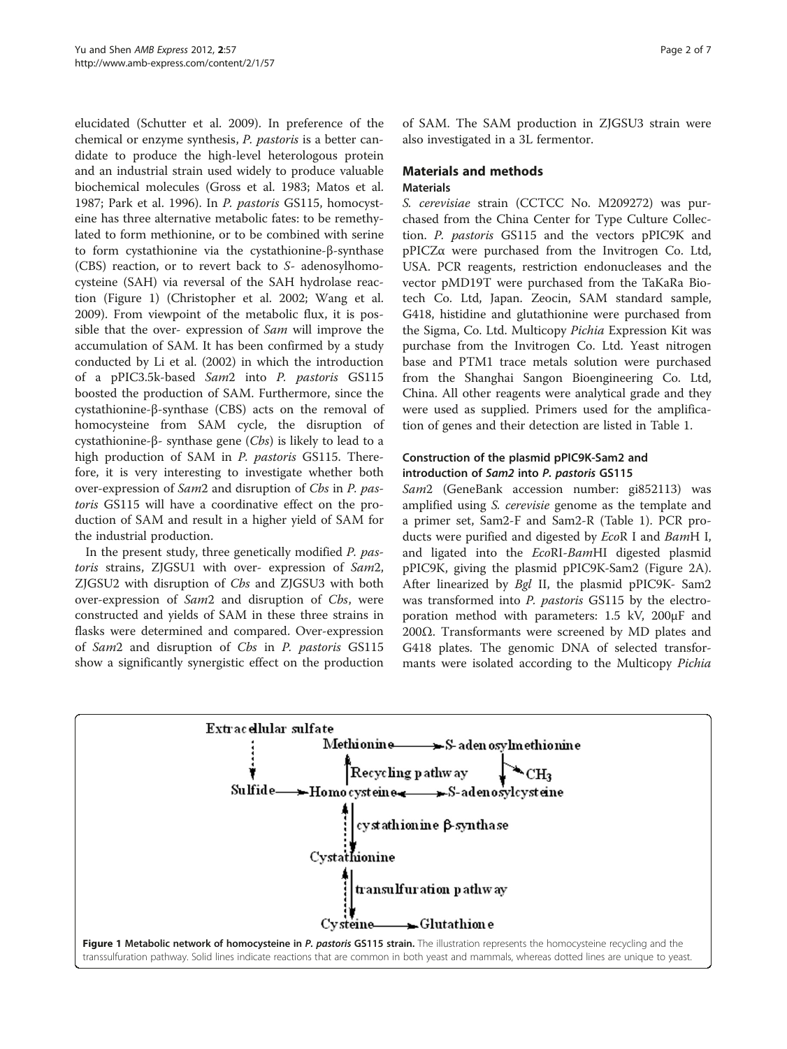elucidated (Schutter et al. 2009). In preference of the chemical or enzyme synthesis, *P. pastoris* is a better candidate to produce the high-level heterologous protein and an industrial strain used widely to produce valuable biochemical molecules (Gross et al. 1983; Matos et al. 1987; Park et al. 1996). In *P. pastoris* GS115, homocysteine has three alternative metabolic fates: to be remethylated to form methionine, or to be combined with serine to form cystathionine via the cystathionine-β-synthase (CBS) reaction, or to revert back to *S*- adenosylhomocysteine (SAH) via reversal of the SAH hydrolase reaction (Figure 1) (Christopher et al. 2002; Wang et al. 2009). From viewpoint of the metabolic flux, it is possible that the over- expression of *Sam* will improve the accumulation of SAM. It has been confirmed by a study conducted by Li et al. (2002) in which the introduction of a pPIC3.5k-based *Sam*2 into *P. pastoris* GS115 boosted the production of SAM. Furthermore, since the cystathionine-β-synthase (CBS) acts on the removal of homocysteine from SAM cycle, the disruption of cystathionine-β- synthase gene (*Cbs*) is likely to lead to a high production of SAM in *P. pastoris* GS115. Therefore, it is very interesting to investigate whether both over-expression of *Sam*2 and disruption of *Cbs* in *P. pastoris* GS115 will have a coordinative effect on the production of SAM and result in a higher yield of SAM for the industrial production.

In the present study, three genetically modified *P. pastoris* strains, ZJGSU1 with over- expression of *Sam*2, ZJGSU2 with disruption of *Cbs* and ZJGSU3 with both over-expression of *Sam*2 and disruption of *Cbs*, were constructed and yields of SAM in these three strains in flasks were determined and compared. Over-expression of *Sam*2 and disruption of *Cbs* in *P. pastoris* GS115 show a significantly synergistic effect on the production of SAM. The SAM production in ZJGSU3 strain were also investigated in a 3L fermentor.

## Materials and methods

### Materials

*S. cerevisiae* strain (CCTCC No. M209272) was purchased from the China Center for Type Culture Collection. *P. pastoris* GS115 and the vectors pPIC9K and pPICZα were purchased from the Invitrogen Co. Ltd, USA. PCR reagents, restriction endonucleases and the vector pMD19T were purchased from the TaKaRa Biotech Co. Ltd, Japan. Zeocin, SAM standard sample, G418, histidine and glutathionine were purchased from the Sigma, Co. Ltd. Multicopy *Pichia* Expression Kit was purchase from the Invitrogen Co. Ltd. Yeast nitrogen base and PTM1 trace metals solution were purchased from the Shanghai Sangon Bioengineering Co. Ltd, China. All other reagents were analytical grade and they were used as supplied. Primers used for the amplification of genes and their detection are listed in Table 1.

### Construction of the plasmid pPIC9K-Sam2 and introduction of *Sam2* into *P. pastoris* GS115

*Sam*2 (GeneBank accession number: gi852113) was amplified using *S. cerevisie* genome as the template and a primer set, Sam2-F and Sam2-R (Table 1). PCR products were purified and digested by *Eco*R I and *Bam*H I, and ligated into the *Eco*RI-*Bam*HI digested plasmid pPIC9K, giving the plasmid pPIC9K-Sam2 (Figure 2A). After linearized by *Bgl* II, the plasmid pPIC9K- Sam2 was transformed into *P. pastoris* GS115 by the electroporation method with parameters: 1.5 kV, 200μF and 200Ω. Transformants were screened by MD plates and G418 plates. The genomic DNA of selected transformants were isolated according to the Multicopy *Pichia*

Extracellular sulfate; Methionine → S-adenosylmethionine; Recycling pathway; $CH_3$; Sulfide → Homocysteine ↔ S-adenosylcysteine; cystathionine β-synthase; Cystathionine; transulfuration pathway; Cysteine → Glutathione

**Figure 1 Metabolic network of homocysteine in *P. pastoris* GS115 strain.** The illustration represents the homocysteine recycling and the transsulfuration pathway. Solid lines indicate reactions that are common in both yeast and mammals, whereas dotted lines are unique to yeast.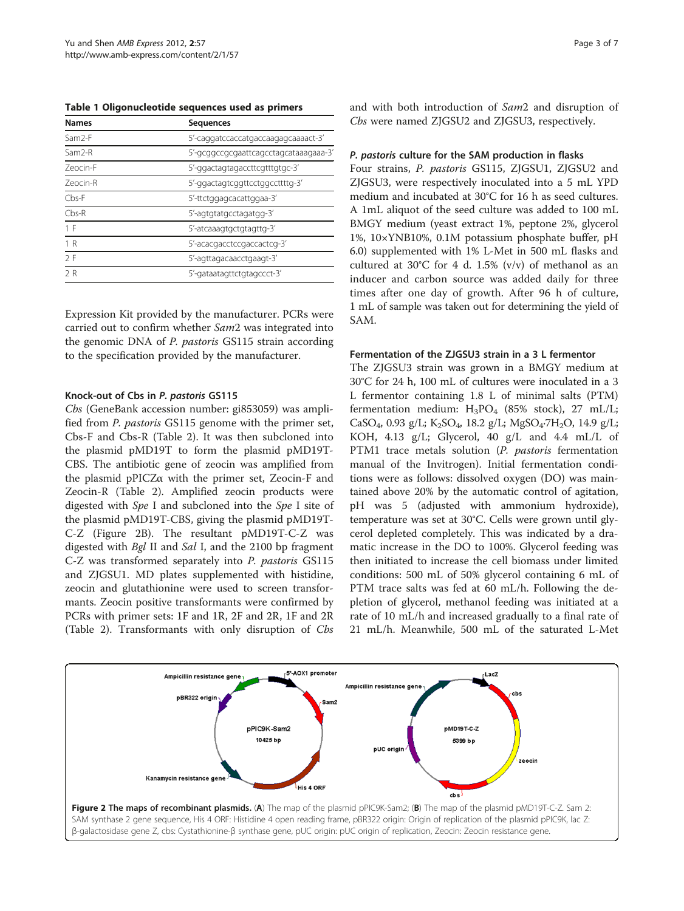**Table 1 Oligonucleotide sequences used as primers**

| Names | Sequences |
|---|---|
| Sam2-F | 5'-caggatccaccatgaccaagagcaaaact-3' |
| Sam2-R | 5'-gcggccgcgaattcagcctagcataaagaaa-3' |
| Zeocin-F | 5'-ggactagtagaccttcgtttgtgc-3' |
| Zeocin-R | 5'-ggactagtcggttcctggccttttg-3' |
| Cbs-F | 5'-ttctggagcacattggaa-3' |
| Cbs-R | 5'-agtgtatgcctagatgg-3' |
| 1 F | 5'-atcaaagtgctgtagttg-3' |
| 1 R | 5'-acacgacctccgaccactcg-3' |
| 2 F | 5'-agttagacaacctgaagt-3' |
| 2 R | 5'-gataatagttctgtagccct-3' |

Expression Kit provided by the manufacturer. PCRs were carried out to confirm whether *Sam*2 was integrated into the genomic DNA of *P. pastoris* GS115 strain according to the specification provided by the manufacturer.

#### Knock-out of Cbs in *P. pastoris* GS115

*Cbs* (GeneBank accession number: gi853059) was amplified from *P. pastoris* GS115 genome with the primer set, Cbs-F and Cbs-R (Table 2). It was then subcloned into the plasmid pMD19T to form the plasmid pMD19T-CBS. The antibiotic gene of zeocin was amplified from the plasmid pPICZα with the primer set, Zeocin-F and Zeocin-R (Table 2). Amplified zeocin products were digested with *Spe* I and subcloned into the *Spe* I site of the plasmid pMD19T-CBS, giving the plasmid pMD19T-C-Z (Figure 2B). The resultant pMD19T-C-Z was digested with *Bgl* II and *Sal* I, and the 2100 bp fragment C-Z was transformed separately into *P. pastoris* GS115 and ZJGSU1. MD plates supplemented with histidine, zeocin and glutathionine were used to screen transformants. Zeocin positive transformants were confirmed by PCRs with primer sets: 1F and 1R, 2F and 2R, 1F and 2R (Table 2). Transformants with only disruption of *Cbs* and with both introduction of *Sam*2 and disruption of *Cbs* were named ZJGSU2 and ZJGSU3, respectively.

#### *P. pastoris* culture for the SAM production in flasks

Four strains, *P. pastoris* GS115, ZJGSU1, ZJGSU2 and ZJGSU3, were respectively inoculated into a 5 mL YPD medium and incubated at 30°C for 16 h as seed cultures. A 1mL aliquot of the seed culture was added to 100 mL BMGY medium (yeast extract 1%, peptone 2%, glycerol 1%, 10×YNB10%, 0.1M potassium phosphate buffer, pH 6.0) supplemented with 1% L-Met in 500 mL flasks and cultured at 30°C for 4 d. 1.5% (v/v) of methanol as an inducer and carbon source was added daily for three times after one day of growth. After 96 h of culture, 1 mL of sample was taken out for determining the yield of SAM.

#### Fermentation of the ZJGSU3 strain in a 3 L fermentor

The ZJGSU3 strain was grown in a BMGY medium at 30°C for 24 h, 100 mL of cultures were inoculated in a 3 L fermentor containing 1.8 L of minimal salts (PTM) fermentation medium: $H_3PO_4$ (85% stock), 27 mL/L; $CaSO_4$, 0.93 g/L; $K_2SO_4$, 18.2 g/L; $MgSO_4 \cdot 7H_2O$, 14.9 g/L; KOH, 4.13 g/L; Glycerol, 40 g/L and 4.4 mL/L of PTM1 trace metals solution (*P. pastoris* fermentation manual of the Invitrogen). Initial fermentation conditions were as follows: dissolved oxygen (DO) was maintained above 20% by the automatic control of agitation, pH was 5 (adjusted with ammonium hydroxide), temperature was set at 30°C. Cells were grown until glycerol depleted completely. This was indicated by a dramatic increase in the DO to 100%. Glycerol feeding was then initiated to increase the cell biomass under limited conditions: 500 mL of 50% glycerol containing 6 mL of PTM trace salts was fed at 60 mL/h. Following the depletion of glycerol, methanol feeding was initiated at a rate of 10 mL/h and increased gradually to a final rate of 21 mL/h. Meanwhile, 500 mL of the saturated L-Met

**Figure 2 The maps of recombinant plasmids.** (**A**) The map of the plasmid pPIC9K-Sam2; (**B**) The map of the plasmid pMD19T-C-Z. Sam 2: SAM synthase 2 gene sequence, His 4 ORF: Histidine 4 open reading frame, pBR322 origin: Origin of replication of the plasmid pPIC9K, lac Z: β-galactosidase gene Z, cbs: Cystathionine-β synthase gene, pUC origin: pUC origin of replication, Zeocin: Zeocin resistance gene.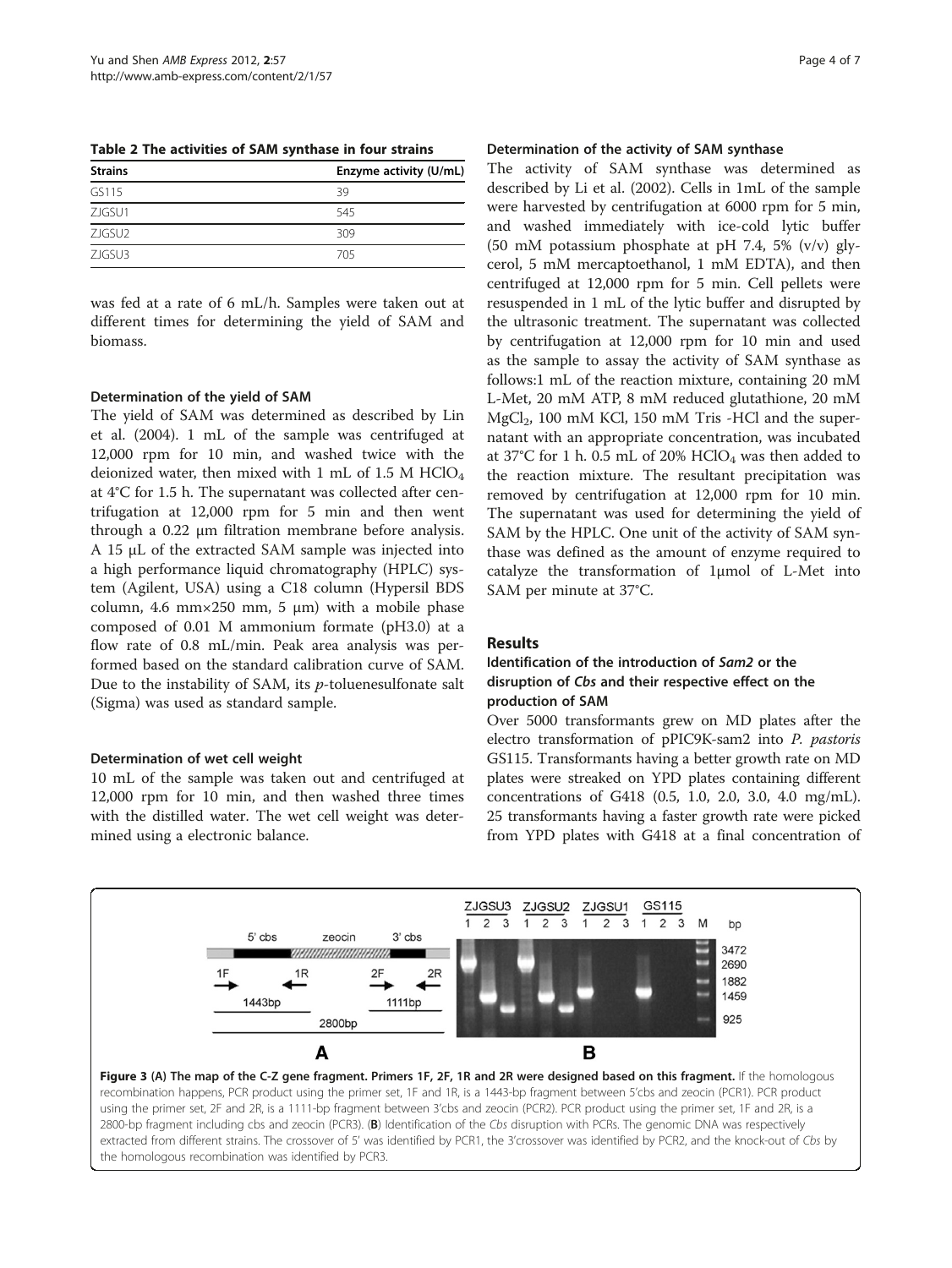Table 2 The activities of SAM synthase in four strains

| Strains | Enzyme activity (U/mL) |
| --- | --- |
| GS115 | 39 |
| ZJGSU1 | 545 |
| ZJGSU2 | 309 |
| ZJGSU3 | 705 |

was fed at a rate of 6 mL/h. Samples were taken out at different times for determining the yield of SAM and biomass.

### Determination of the yield of SAM

The yield of SAM was determined as described by Lin et al. (2004). 1 mL of the sample was centrifuged at 12,000 rpm for 10 min, and washed twice with the deionized water, then mixed with 1 mL of 1.5 M $HClO_4$ at 4°C for 1.5 h. The supernatant was collected after centrifugation at 12,000 rpm for 5 min and then went through a 0.22 μm filtration membrane before analysis. A 15 μL of the extracted SAM sample was injected into a high performance liquid chromatography (HPLC) system (Agilent, USA) using a C18 column (Hypersil BDS column, 4.6 mm×250 mm, 5 μm) with a mobile phase composed of 0.01 M ammonium formate (pH3.0) at a flow rate of 0.8 mL/min. Peak area analysis was performed based on the standard calibration curve of SAM. Due to the instability of SAM, its *p*-toluenesulfonate salt (Sigma) was used as standard sample.

### Determination of wet cell weight

10 mL of the sample was taken out and centrifuged at 12,000 rpm for 10 min, and then washed three times with the distilled water. The wet cell weight was determined using a electronic balance.

### Determination of the activity of SAM synthase

The activity of SAM synthase was determined as described by Li et al. (2002). Cells in 1mL of the sample were harvested by centrifugation at 6000 rpm for 5 min, and washed immediately with ice-cold lytic buffer (50 mM potassium phosphate at pH 7.4, 5% (v/v) glycerol, 5 mM mercaptoethanol, 1 mM EDTA), and then centrifuged at 12,000 rpm for 5 min. Cell pellets were resuspended in 1 mL of the lytic buffer and disrupted by the ultrasonic treatment. The supernatant was collected by centrifugation at 12,000 rpm for 10 min and used as the sample to assay the activity of SAM synthase as follows:1 mL of the reaction mixture, containing 20 mM L-Met, 20 mM ATP, 8 mM reduced glutathione, 20 mM $MgCl_2$, 100 mM KCl, 150 mM Tris -HCl and the supernatant with an appropriate concentration, was incubated at 37°C for 1 h. 0.5 mL of 20% $HClO_4$ was then added to the reaction mixture. The resultant precipitation was removed by centrifugation at 12,000 rpm for 10 min. The supernatant was used for determining the yield of SAM by the HPLC. One unit of the activity of SAM synthase was defined as the amount of enzyme required to catalyze the transformation of 1μmol of L-Met into SAM per minute at 37°C.

## Results

### Identification of the introduction of *Sam2* or the disruption of *Cbs* and their respective effect on the production of SAM

Over 5000 transformants grew on MD plates after the electro transformation of pPIC9K-sam2 into *P. pastoris* GS115. Transformants having a better growth rate on MD plates were streaked on YPD plates containing different concentrations of G418 (0.5, 1.0, 2.0, 3.0, 4.0 mg/mL). 25 transformants having a faster growth rate were picked from YPD plates with G418 at a final concentration of

**Figure 3 (A) The map of the C-Z gene fragment. Primers 1F, 2F, 1R and 2R were designed based on this fragment.** If the homologous recombination happens, PCR product using the primer set, 1F and 1R, is a 1443-bp fragment between 5'cbs and zeocin (PCR1). PCR product using the primer set, 2F and 2R, is a 1111-bp fragment between 3'cbs and zeocin (PCR2). PCR product using the primer set, 1F and 2R, is a 2800-bp fragment including cbs and zeocin (PCR3). (**B**) Identification of the *Cbs* disruption with PCRs. The genomic DNA was respectively extracted from different strains. The crossover of 5' was identified by PCR1, the 3'crossover was identified by PCR2, and the knock-out of *Cbs* by the homologous recombination was identified by PCR3.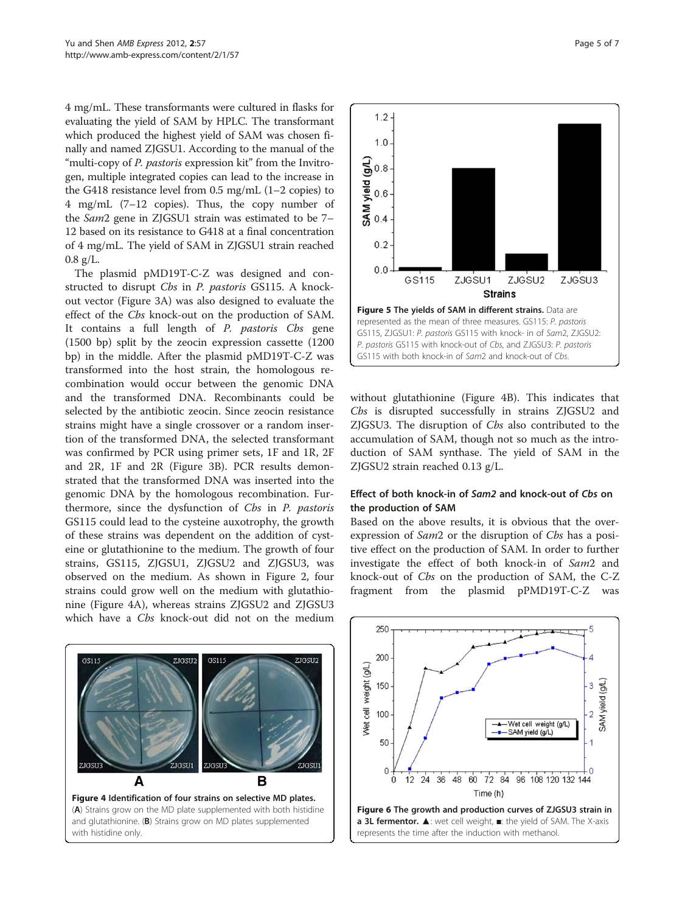4 mg/mL. These transformants were cultured in flasks for evaluating the yield of SAM by HPLC. The transformant which produced the highest yield of SAM was chosen finally and named ZJGSU1. According to the manual of the "multi-copy of *P. pastoris* expression kit" from the Invitrogen, multiple integrated copies can lead to the increase in the G418 resistance level from 0.5 mg/mL (1–2 copies) to 4 mg/mL (7–12 copies). Thus, the copy number of the *Sam*2 gene in ZJGSU1 strain was estimated to be 7–12 based on its resistance to G418 at a final concentration of 4 mg/mL. The yield of SAM in ZJGSU1 strain reached 0.8 g/L.

The plasmid pMD19T-C-Z was designed and constructed to disrupt *Cbs* in *P. pastoris* GS115. A knock-out vector (Figure 3A) was also designed to evaluate the effect of the *Cbs* knock-out on the production of SAM. It contains a full length of *P. pastoris Cbs* gene (1500 bp) split by the zeocin expression cassette (1200 bp) in the middle. After the plasmid pMD19T-C-Z was transformed into the host strain, the homologous recombination would occur between the genomic DNA and the transformed DNA. Recombinants could be selected by the antibiotic zeocin. Since zeocin resistance strains might have a single crossover or a random insertion of the transformed DNA, the selected transformant was confirmed by PCR using primer sets, 1F and 1R, 2F and 2R, 1F and 2R (Figure 3B). PCR results demonstrated that the transformed DNA was inserted into the genomic DNA by the homologous recombination. Furthermore, since the dysfunction of *Cbs* in *P. pastoris* GS115 could lead to the cysteine auxotrophy, the growth of these strains was dependent on the addition of cysteine or glutathionine to the medium. The growth of four strains, GS115, ZJGSU1, ZJGSU2 and ZJGSU3, was observed on the medium. As shown in Figure 2, four strains could grow well on the medium with glutathionine (Figure 4A), whereas strains ZJGSU2 and ZJGSU3 which have a *Cbs* knock-out did not on the medium without glutathionine (Figure 4B). This indicates that *Cbs* is disrupted successfully in strains ZJGSU2 and ZJGSU3. The disruption of *Cbs* also contributed to the accumulation of SAM, though not so much as the introduction of SAM synthase. The yield of SAM in the ZJGSU2 strain reached 0.13 g/L.

**Figure 4 Identification of four strains on selective MD plates.** (**A**) Strains grow on the MD plate supplemented with both histidine and glutathionine. (**B**) Strains grow on MD plates supplemented with histidine only.

**Figure 5 The yields of SAM in different strains.** Data are represented as the mean of three measures. GS115: *P. pastoris* GS115, ZJGSU1: *P. pastoris* GS115 with knock- in of *Sam*2, ZJGSU2: *P. pastoris* GS115 with knock-out of *Cbs*, and ZJGSU3: *P. pastoris* GS115 with both knock-in of *Sam*2 and knock-out of *Cbs*.

### Effect of both knock-in of *Sam2* and knock-out of *Cbs* on the production of SAM

Based on the above results, it is obvious that the over-expression of *Sam*2 or the disruption of *Cbs* has a positive effect on the production of SAM. In order to further investigate the effect of both knock-in of *Sam*2 and knock-out of *Cbs* on the production of SAM, the C-Z fragment from the plasmid pPMD19T-C-Z was

**Figure 6 The growth and production curves of ZJGSU3 strain in a 3L fermentor.** ▲: wet cell weight, ■: the yield of SAM. The X-axis represents the time after the induction with methanol.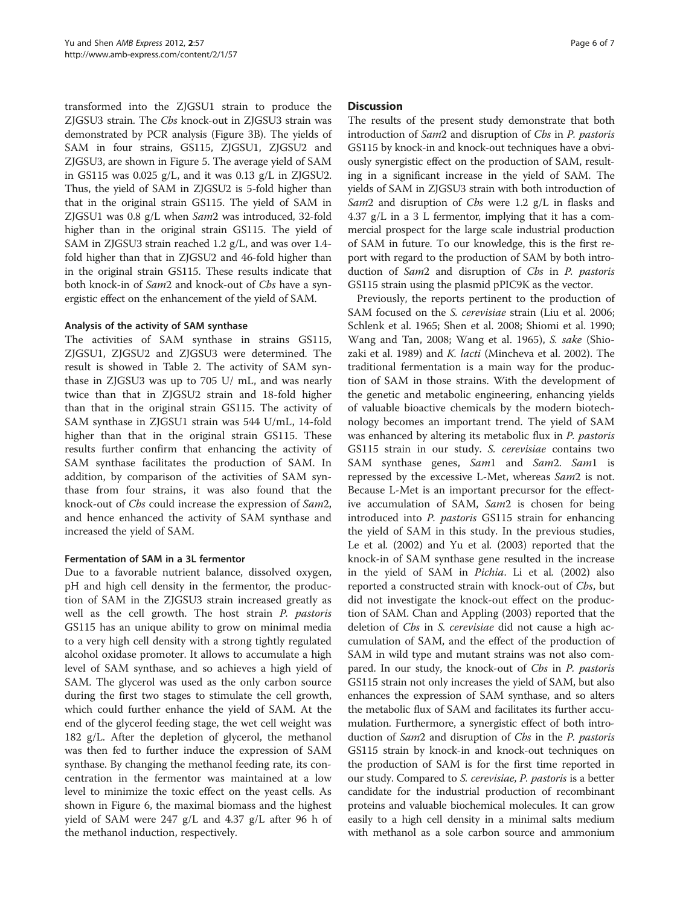transformed into the ZJGSU1 strain to produce the ZJGSU3 strain. The *Cbs* knock-out in ZJGSU3 strain was demonstrated by PCR analysis (Figure 3B). The yields of SAM in four strains, GS115, ZJGSU1, ZJGSU2 and ZJGSU3, are shown in Figure 5. The average yield of SAM in GS115 was 0.025 g/L, and it was 0.13 g/L in ZJGSU2. Thus, the yield of SAM in ZJGSU2 is 5-fold higher than that in the original strain GS115. The yield of SAM in ZJGSU1 was 0.8 g/L when *Sam*2 was introduced, 32-fold higher than in the original strain GS115. The yield of SAM in ZJGSU3 strain reached 1.2 g/L, and was over 1.4-fold higher than that in ZJGSU2 and 46-fold higher than in the original strain GS115. These results indicate that both knock-in of *Sam*2 and knock-out of *Cbs* have a synergistic effect on the enhancement of the yield of SAM.

### Analysis of the activity of SAM synthase

The activities of SAM synthase in strains GS115, ZJGSU1, ZJGSU2 and ZJGSU3 were determined. The result is showed in Table 2. The activity of SAM synthase in ZJGSU3 was up to 705 U/ mL, and was nearly twice than that in ZJGSU2 strain and 18-fold higher than that in the original strain GS115. The activity of SAM synthase in ZJGSU1 strain was 544 U/mL, 14-fold higher than that in the original strain GS115. These results further confirm that enhancing the activity of SAM synthase facilitates the production of SAM. In addition, by comparison of the activities of SAM synthase from four strains, it was also found that the knock-out of *Cbs* could increase the expression of *Sam*2, and hence enhanced the activity of SAM synthase and increased the yield of SAM.

### Fermentation of SAM in a 3L fermentor

Due to a favorable nutrient balance, dissolved oxygen, pH and high cell density in the fermentor, the production of SAM in the ZJGSU3 strain increased greatly as well as the cell growth. The host strain *P. pastoris* GS115 has an unique ability to grow on minimal media to a very high cell density with a strong tightly regulated alcohol oxidase promoter. It allows to accumulate a high level of SAM synthase, and so achieves a high yield of SAM. The glycerol was used as the only carbon source during the first two stages to stimulate the cell growth, which could further enhance the yield of SAM. At the end of the glycerol feeding stage, the wet cell weight was 182 g/L. After the depletion of glycerol, the methanol was then fed to further induce the expression of SAM synthase. By changing the methanol feeding rate, its concentration in the fermentor was maintained at a low level to minimize the toxic effect on the yeast cells. As shown in Figure 6, the maximal biomass and the highest yield of SAM were 247 g/L and 4.37 g/L after 96 h of the methanol induction, respectively.

## Discussion

The results of the present study demonstrate that both introduction of *Sam*2 and disruption of *Cbs* in *P. pastoris* GS115 by knock-in and knock-out techniques have a obviously synergistic effect on the production of SAM, resulting in a significant increase in the yield of SAM. The yields of SAM in ZJGSU3 strain with both introduction of *Sam*2 and disruption of *Cbs* were 1.2 g/L in flasks and 4.37 g/L in a 3 L fermentor, implying that it has a commercial prospect for the large scale industrial production of SAM in future. To our knowledge, this is the first report with regard to the production of SAM by both introduction of *Sam*2 and disruption of *Cbs* in *P. pastoris* GS115 strain using the plasmid pPIC9K as the vector.

Previously, the reports pertinent to the production of SAM focused on the *S. cerevisiae* strain (Liu et al. 2006; Schlenk et al. 1965; Shen et al. 2008; Shiomi et al. 1990; Wang and Tan, 2008; Wang et al. 1965), *S. sake* (Shiozaki et al. 1989) and *K. lacti* (Mincheva et al. 2002). The traditional fermentation is a main way for the production of SAM in those strains. With the development of the genetic and metabolic engineering, enhancing yields of valuable bioactive chemicals by the modern biotechnology becomes an important trend. The yield of SAM was enhanced by altering its metabolic flux in *P. pastoris* GS115 strain in our study. *S. cerevisiae* contains two SAM synthase genes, *Sam*1 and *Sam*2. *Sam*1 is repressed by the excessive L-Met, whereas *Sam*2 is not. Because L-Met is an important precursor for the effective accumulation of SAM, *Sam*2 is chosen for being introduced into *P. pastoris* GS115 strain for enhancing the yield of SAM in this study. In the previous studies, Le et al. (2002) and Yu et al. (2003) reported that the knock-in of SAM synthase gene resulted in the increase in the yield of SAM in *Pichia*. Li et al. (2002) also reported a constructed strain with knock-out of *Cbs*, but did not investigate the knock-out effect on the production of SAM. Chan and Appling (2003) reported that the deletion of *Cbs* in *S. cerevisiae* did not cause a high accumulation of SAM, and the effect of the production of SAM in wild type and mutant strains was not also compared. In our study, the knock-out of *Cbs* in *P. pastoris* GS115 strain not only increases the yield of SAM, but also enhances the expression of SAM synthase, and so alters the metabolic flux of SAM and facilitates its further accumulation. Furthermore, a synergistic effect of both introduction of *Sam*2 and disruption of *Cbs* in the *P. pastoris* GS115 strain by knock-in and knock-out techniques on the production of SAM is for the first time reported in our study. Compared to *S. cerevisiae*, *P. pastoris* is a better candidate for the industrial production of recombinant proteins and valuable biochemical molecules. It can grow easily to a high cell density in a minimal salts medium with methanol as a sole carbon source and ammonium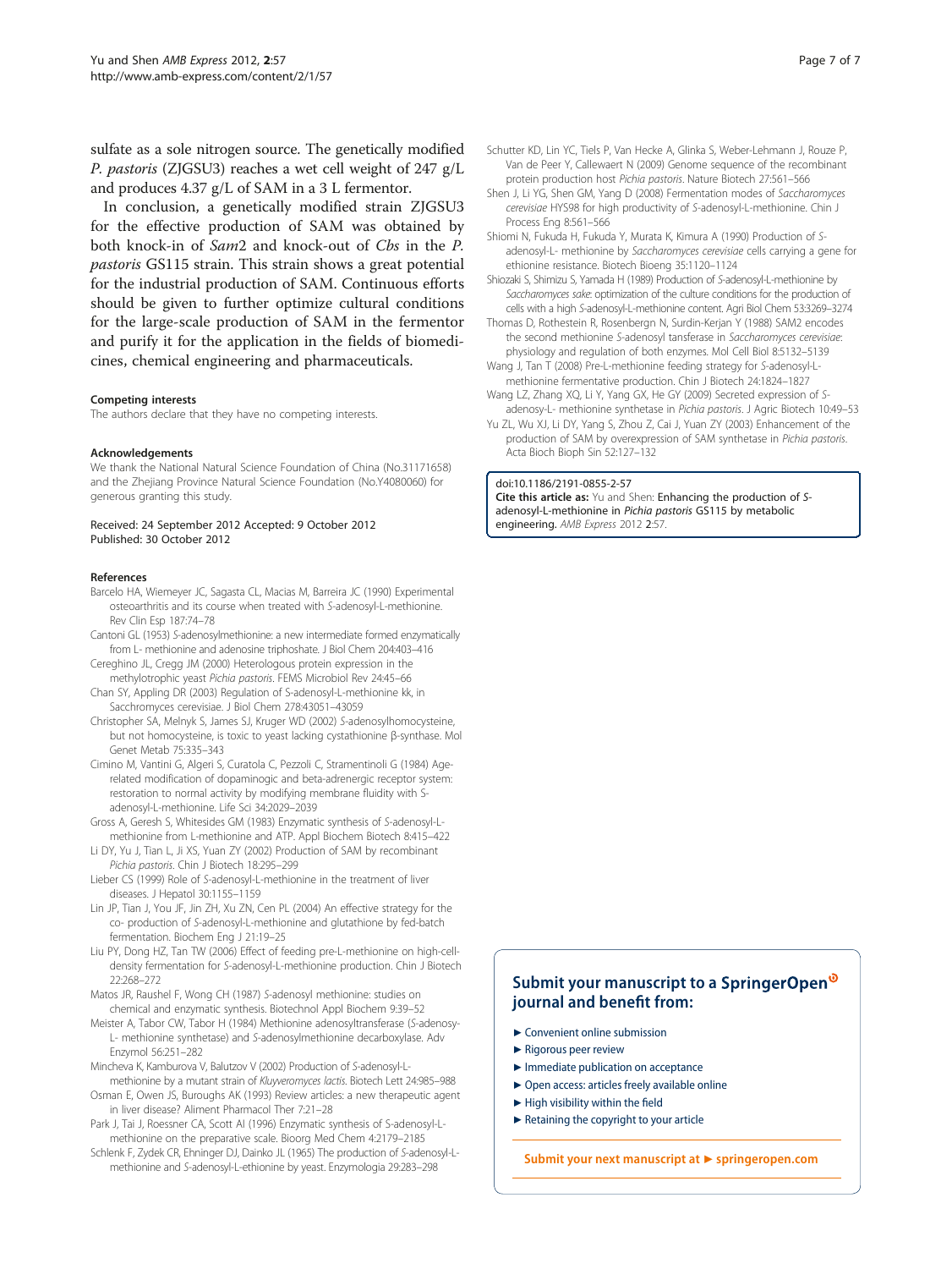sulfate as a sole nitrogen source. The genetically modified *P. pastoris* (ZJGSU3) reaches a wet cell weight of 247 g/L and produces 4.37 g/L of SAM in a 3 L fermentor.

In conclusion, a genetically modified strain ZJGSU3 for the effective production of SAM was obtained by both knock-in of *Sam*2 and knock-out of *Cbs* in the *P. pastoris* GS115 strain. This strain shows a great potential for the industrial production of SAM. Continuous efforts should be given to further optimize cultural conditions for the large-scale production of SAM in the fermentor and purify it for the application in the fields of biomedicines, chemical engineering and pharmaceuticals.

#### Competing interests

The authors declare that they have no competing interests.

#### Acknowledgements

We thank the National Natural Science Foundation of China (No.31171658) and the Zhejiang Province Natural Science Foundation (No.Y4080060) for generous granting this study.

Received: 24 September 2012 Accepted: 9 October 2012
Published: 30 October 2012

#### References

Barcelo HA, Wiemeyer JC, Sagasta CL, Macias M, Barreira JC (1990) Experimental osteoarthritis and its course when treated with *S*-adenosyl-L-methionine. Rev Clin Esp 187:74–78

Cantoni GL (1953) *S*-adenosylmethionine: a new intermediate formed enzymatically from L- methionine and adenosine triphoshate. J Biol Chem 204:403–416

Cereghino JL, Cregg JM (2000) Heterologous protein expression in the methylotrophic yeast *Pichia pastoris*. FEMS Microbiol Rev 24:45–66

Chan SY, Appling DR (2003) Regulation of S-adenosyl-L-methionine kk, in Sacchromyces cerevisiae. J Biol Chem 278:43051–43059

Christopher SA, Melnyk S, James SJ, Kruger WD (2002) *S*-adenosylhomocysteine, but not homocysteine, is toxic to yeast lacking cystathionine β-synthase. Mol Genet Metab 75:335–343

Cimino M, Vantini G, Algeri S, Curatola C, Pezzoli C, Stramentinoli G (1984) Age-related modification of dopaminogic and beta-adrenergic receptor system: restoration to normal activity by modifying membrane fluidity with S-adenosyl-L-methionine. Life Sci 34:2029–2039

Gross A, Geresh S, Whitesides GM (1983) Enzymatic synthesis of *S*-adenosyl-L-methionine from L-methionine and ATP. Appl Biochem Biotech 8:415–422

Li DY, Yu J, Tian L, Ji XS, Yuan ZY (2002) Production of SAM by recombinant *Pichia pastoris*. Chin J Biotech 18:295–299

Lieber CS (1999) Role of *S*-adenosyl-L-methionine in the treatment of liver diseases. J Hepatol 30:1155–1159

Lin JP, Tian J, You JF, Jin ZH, Xu ZN, Cen PL (2004) An effective strategy for the co- production of *S*-adenosyl-L-methionine and glutathione by fed-batch fermentation. Biochem Eng J 21:19–25

Liu PY, Dong HZ, Tan TW (2006) Effect of feeding pre-L-methionine on high-cell-density fermentation for *S*-adenosyl-L-methionine production. Chin J Biotech 22:268–272

Matos JR, Raushel F, Wong CH (1987) *S*-adenosyl methionine: studies on chemical and enzymatic synthesis. Biotechnol Appl Biochem 9:39–52

Meister A, Tabor CW, Tabor H (1984) Methionine adenosyltransferase (*S*-adenosy-L- methionine synthetase) and *S*-adenosylmethionine decarboxylase. Adv Enzymol 56:251–282

Mincheva K, Kamburova V, Balutzov V (2002) Production of *S*-adenosyl-L-methionine by a mutant strain of *Kluyveromyces lactis*. Biotech Lett 24:985–988

Osman E, Owen JS, Buroughs AK (1993) Review articles: a new therapeutic agent in liver disease? Aliment Pharmacol Ther 7:21–28

Park J, Tai J, Roessner CA, Scott AI (1996) Enzymatic synthesis of *S*-adenosyl-L-methionine on the preparative scale. Bioorg Med Chem 4:2179–2185

Schlenk F, Zydek CR, Ehninger DJ, Dainko JL (1965) The production of *S*-adenosyl-L-methionine and *S*-adenosyl-L-ethionine by yeast. Enzymologia 29:283–298

Schutter KD, Lin YC, Tiels P, Van Hecke A, Glinka S, Weber-Lehmann J, Rouze P, Van de Peer Y, Callewaert N (2009) Genome sequence of the recombinant protein production host *Pichia pastoris*. Nature Biotech 27:561–566

Shen J, Li YG, Shen GM, Yang D (2008) Fermentation modes of *Saccharomyces cerevisiae* HYS98 for high productivity of *S*-adenosyl-L-methionine. Chin J Process Eng 8:561–566

Shiomi N, Fukuda H, Fukuda Y, Murata K, Kimura A (1990) Production of *S*-adenosyl-L- methionine by *Saccharomyces cerevisiae* cells carrying a gene for ethionine resistance. Biotech Bioeng 35:1120–1124

Shiozaki S, Shimizu S, Yamada H (1989) Production of *S*-adenosyl-L-methionine by *Saccharomyces sake*: optimization of the culture conditions for the production of cells with a high *S*-adenosyl-L-methionine content. Agri Biol Chem 53:3269–3274

Thomas D, Rothestein R, Rosenbergn N, Surdin-Kerjan Y (1988) SAM2 encodes the second methionine *S*-adenosyl tansferase in *Saccharomyces cerevisiae*: physiology and regulation of both enzymes. Mol Cell Biol 8:5132–5139

Wang J, Tan T (2008) Pre-L-methionine feeding strategy for *S*-adenosyl-L-methionine fermentative production. Chin J Biotech 24:1824–1827

Wang LZ, Zhang XQ, Li Y, Yang GX, He GY (2009) Secreted expression of *S*-adenosyl-L- methionine synthetase in *Pichia pastoris*. J Agric Biotech 10:49–53

Yu ZL, Wu XJ, Li DY, Yang S, Zhou Z, Cai J, Yuan ZY (2003) Enhancement of the production of SAM by overexpression of SAM synthetase in *Pichia pastoris*. Acta Bioch Bioph Sin 52:127–132

doi:10.1186/2191-0855-2-57

**Cite this article as:** Yu and Shen: **Enhancing the production of *S*-adenosyl-L-methionine in *Pichia pastoris* GS115 by metabolic engineering.** *AMB Express* 2012 **2**:57.

**Submit your manuscript to a SpringerOpen journal and benefit from:**

- ► Convenient online submission
- ► Rigorous peer review
- ► Immediate publication on acceptance
- ► Open access: articles freely available online
- ► High visibility within the field
- ► Retaining the copyright to your article

**Submit your next manuscript at ► springeropen.com**